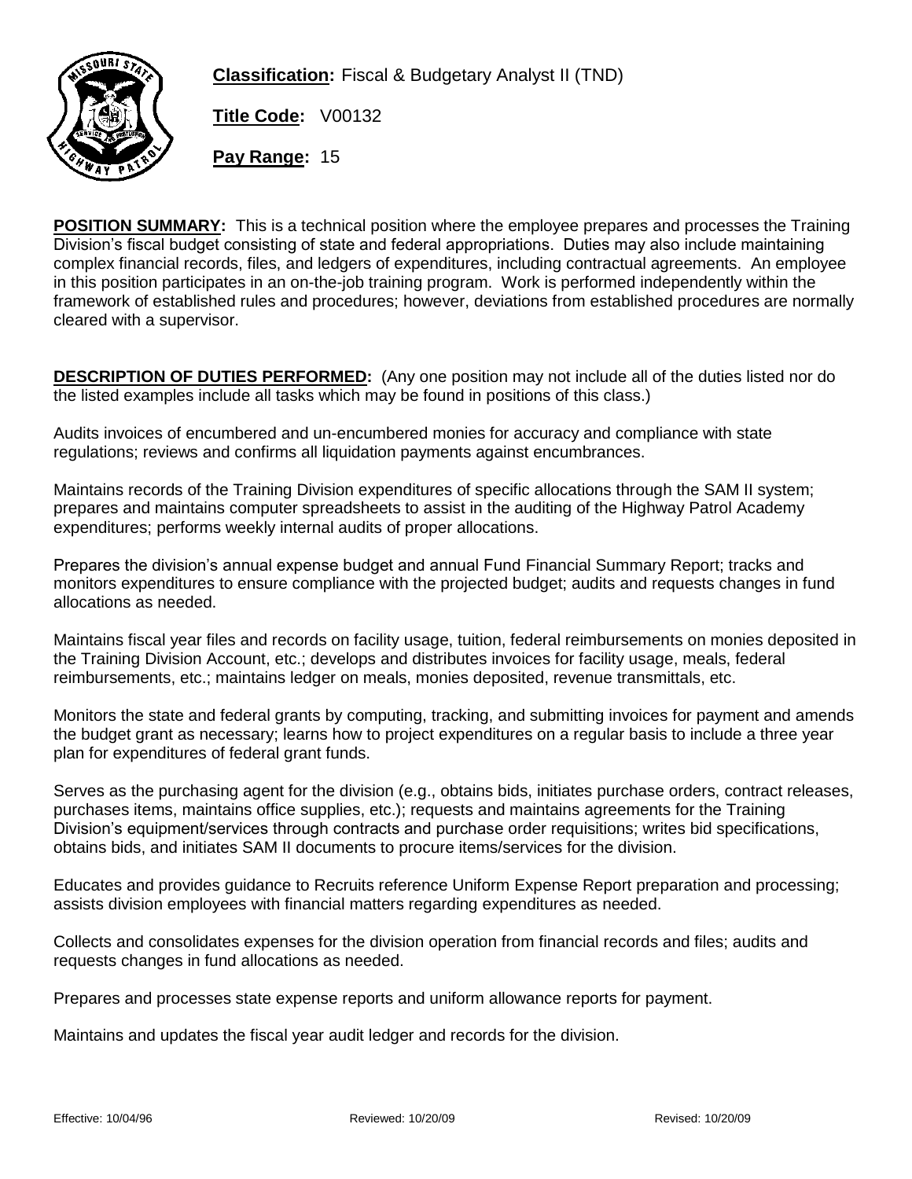**Classification:** Fiscal & Budgetary Analyst II (TND)

**Title Code:** V00132

**Pay Range:** 15

**POSITION SUMMARY:** This is a technical position where the employee prepares and processes the Training Division's fiscal budget consisting of state and federal appropriations. Duties may also include maintaining complex financial records, files, and ledgers of expenditures, including contractual agreements. An employee in this position participates in an on-the-job training program. Work is performed independently within the framework of established rules and procedures; however, deviations from established procedures are normally cleared with a supervisor.

**DESCRIPTION OF DUTIES PERFORMED:** (Any one position may not include all of the duties listed nor do the listed examples include all tasks which may be found in positions of this class.)

Audits invoices of encumbered and un-encumbered monies for accuracy and compliance with state regulations; reviews and confirms all liquidation payments against encumbrances.

Maintains records of the Training Division expenditures of specific allocations through the SAM II system; prepares and maintains computer spreadsheets to assist in the auditing of the Highway Patrol Academy expenditures; performs weekly internal audits of proper allocations.

Prepares the division's annual expense budget and annual Fund Financial Summary Report; tracks and monitors expenditures to ensure compliance with the projected budget; audits and requests changes in fund allocations as needed.

Maintains fiscal year files and records on facility usage, tuition, federal reimbursements on monies deposited in the Training Division Account, etc.; develops and distributes invoices for facility usage, meals, federal reimbursements, etc.; maintains ledger on meals, monies deposited, revenue transmittals, etc.

Monitors the state and federal grants by computing, tracking, and submitting invoices for payment and amends the budget grant as necessary; learns how to project expenditures on a regular basis to include a three year plan for expenditures of federal grant funds.

Serves as the purchasing agent for the division (e.g., obtains bids, initiates purchase orders, contract releases, purchases items, maintains office supplies, etc.); requests and maintains agreements for the Training Division's equipment/services through contracts and purchase order requisitions; writes bid specifications, obtains bids, and initiates SAM II documents to procure items/services for the division.

Educates and provides guidance to Recruits reference Uniform Expense Report preparation and processing; assists division employees with financial matters regarding expenditures as needed.

Collects and consolidates expenses for the division operation from financial records and files; audits and requests changes in fund allocations as needed.

Prepares and processes state expense reports and uniform allowance reports for payment.

Maintains and updates the fiscal year audit ledger and records for the division.

Effective: 10/04/96 Reviewed: 10/20/09 Revised: 10/20/09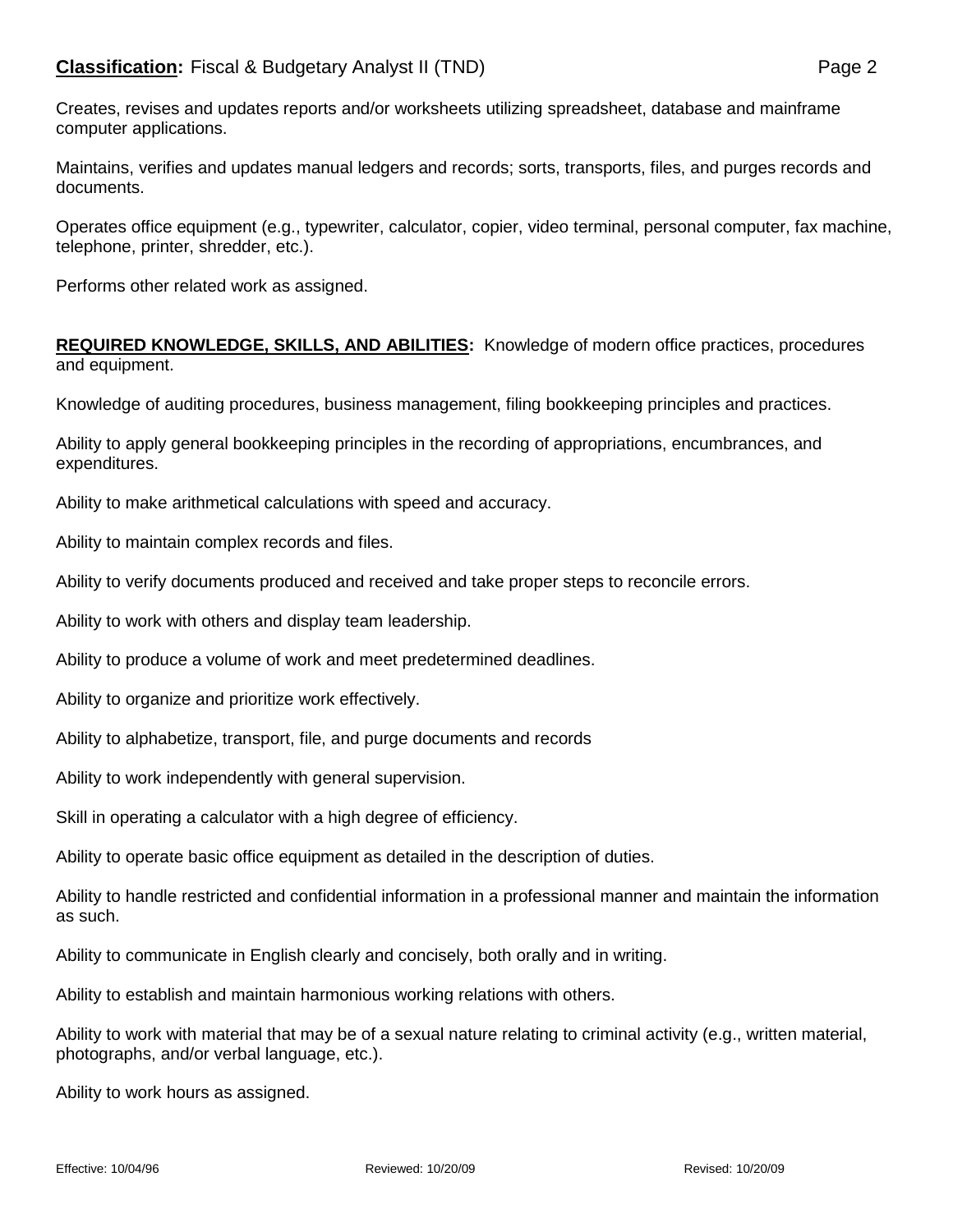Creates, revises and updates reports and/or worksheets utilizing spreadsheet, database and mainframe computer applications.

Maintains, verifies and updates manual ledgers and records; sorts, transports, files, and purges records and documents.

Operates office equipment (e.g., typewriter, calculator, copier, video terminal, personal computer, fax machine, telephone, printer, shredder, etc.).

Performs other related work as assigned.

**REQUIRED KNOWLEDGE, SKILLS, AND ABILITIES:** Knowledge of modern office practices, procedures and equipment.

Knowledge of auditing procedures, business management, filing bookkeeping principles and practices.

Ability to apply general bookkeeping principles in the recording of appropriations, encumbrances, and expenditures.

Ability to make arithmetical calculations with speed and accuracy.

Ability to maintain complex records and files.

Ability to verify documents produced and received and take proper steps to reconcile errors.

Ability to work with others and display team leadership.

Ability to produce a volume of work and meet predetermined deadlines.

Ability to organize and prioritize work effectively.

Ability to alphabetize, transport, file, and purge documents and records

Ability to work independently with general supervision.

Skill in operating a calculator with a high degree of efficiency.

Ability to operate basic office equipment as detailed in the description of duties.

Ability to handle restricted and confidential information in a professional manner and maintain the information as such.

Ability to communicate in English clearly and concisely, both orally and in writing.

Ability to establish and maintain harmonious working relations with others.

Ability to work with material that may be of a sexual nature relating to criminal activity (e.g., written material, photographs, and/or verbal language, etc.).

Ability to work hours as assigned.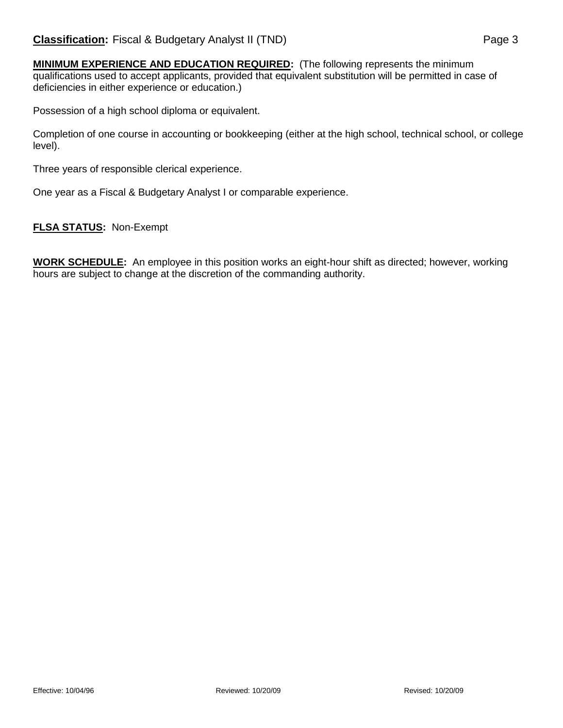**MINIMUM EXPERIENCE AND EDUCATION REQUIRED:** (The following represents the minimum qualifications used to accept applicants, provided that equivalent substitution will be permitted in case of deficiencies in either experience or education.)

Possession of a high school diploma or equivalent.

Completion of one course in accounting or bookkeeping (either at the high school, technical school, or college level).

Three years of responsible clerical experience.

One year as a Fiscal & Budgetary Analyst I or comparable experience.

**FLSA STATUS:** Non-Exempt

**WORK SCHEDULE:** An employee in this position works an eight-hour shift as directed; however, working hours are subject to change at the discretion of the commanding authority.